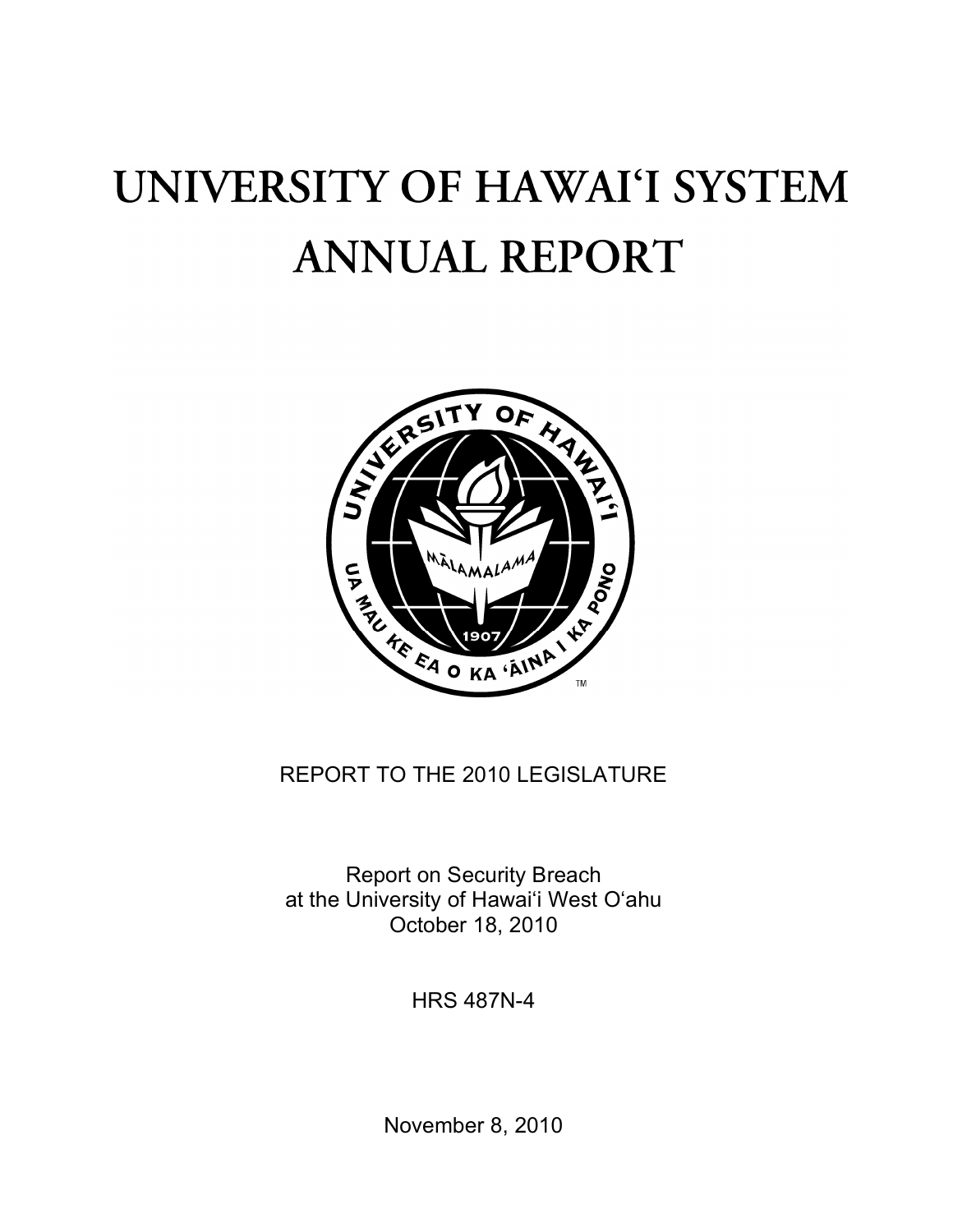# UNIVERSITY OF HAWAI'I SYSTEM ANNUAL REPORT

REPORT TO THE 2010 LEGISLATURE

Report on Security Breach
at the University of Hawai'i West O'ahu
October 18, 2010

HRS 487N-4

November 8, 2010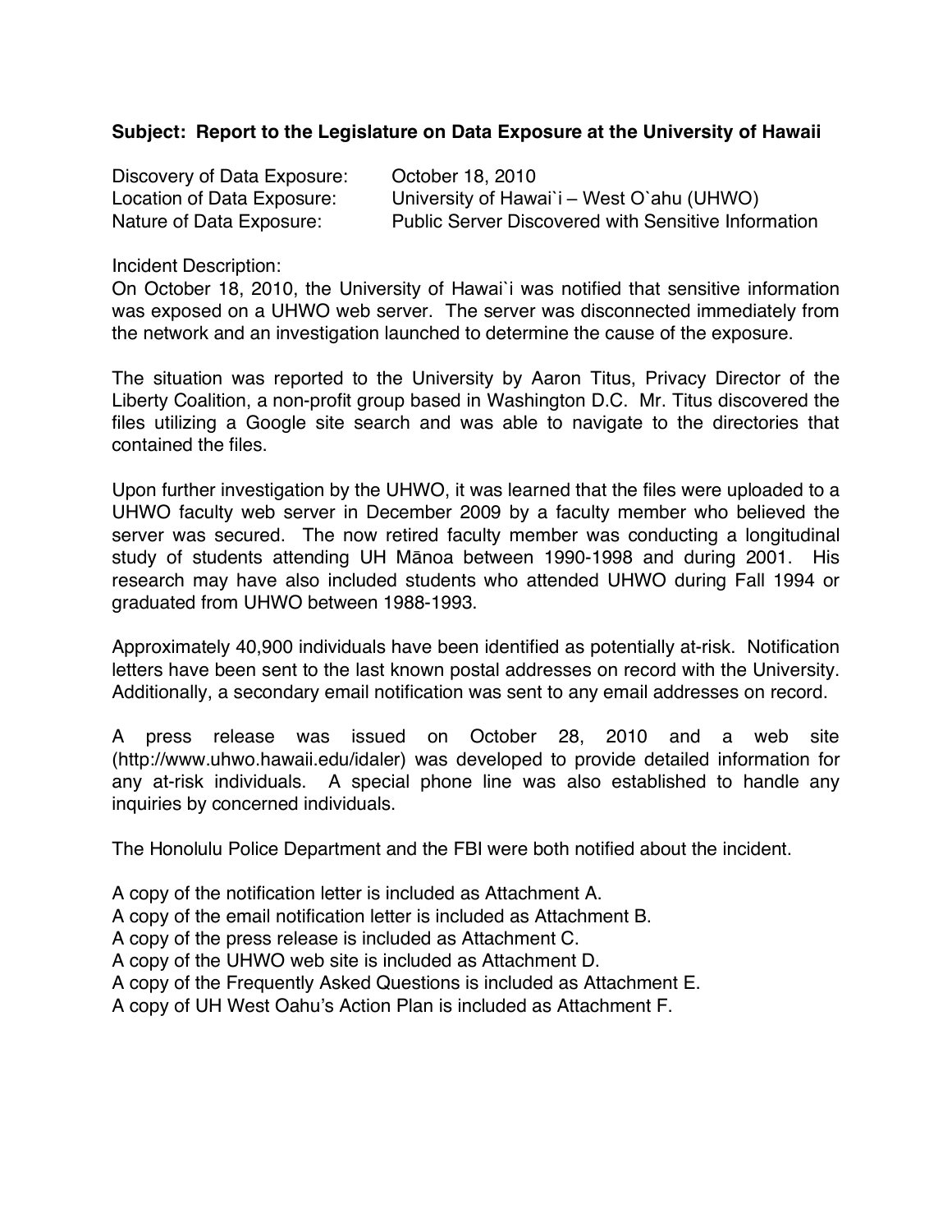**Subject: Report to the Legislature on Data Exposure at the University of Hawaii**

Discovery of Data Exposure: October 18, 2010
Location of Data Exposure: University of Hawai`i – West O`ahu (UHWO)
Nature of Data Exposure: Public Server Discovered with Sensitive Information

Incident Description:
On October 18, 2010, the University of Hawai`i was notified that sensitive information was exposed on a UHWO web server. The server was disconnected immediately from the network and an investigation launched to determine the cause of the exposure.

The situation was reported to the University by Aaron Titus, Privacy Director of the Liberty Coalition, a non-profit group based in Washington D.C. Mr. Titus discovered the files utilizing a Google site search and was able to navigate to the directories that contained the files.

Upon further investigation by the UHWO, it was learned that the files were uploaded to a UHWO faculty web server in December 2009 by a faculty member who believed the server was secured. The now retired faculty member was conducting a longitudinal study of students attending UH Mānoa between 1990-1998 and during 2001. His research may have also included students who attended UHWO during Fall 1994 or graduated from UHWO between 1988-1993.

Approximately 40,900 individuals have been identified as potentially at-risk. Notification letters have been sent to the last known postal addresses on record with the University. Additionally, a secondary email notification was sent to any email addresses on record.

A press release was issued on October 28, 2010 and a web site (http://www.uhwo.hawaii.edu/idaler) was developed to provide detailed information for any at-risk individuals. A special phone line was also established to handle any inquiries by concerned individuals.

The Honolulu Police Department and the FBI were both notified about the incident.

A copy of the notification letter is included as Attachment A.
A copy of the email notification letter is included as Attachment B.
A copy of the press release is included as Attachment C.
A copy of the UHWO web site is included as Attachment D.
A copy of the Frequently Asked Questions is included as Attachment E.
A copy of UH West Oahu's Action Plan is included as Attachment F.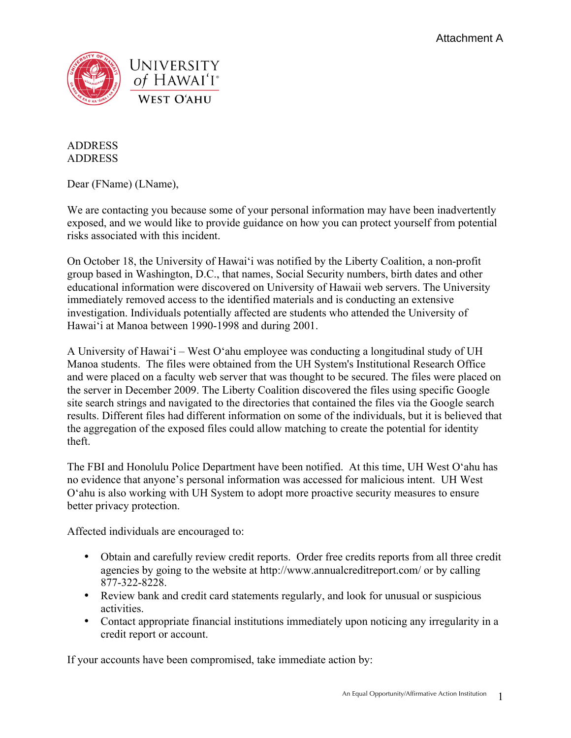Attachment A

UNIVERSITY of HAWAIʻI®
WEST OʻAHU

ADDRESS
ADDRESS

Dear (FName) (LName),

We are contacting you because some of your personal information may have been inadvertently exposed, and we would like to provide guidance on how you can protect yourself from potential risks associated with this incident.

On October 18, the University of Hawaiʻi was notified by the Liberty Coalition, a non-profit group based in Washington, D.C., that names, Social Security numbers, birth dates and other educational information were discovered on University of Hawaii web servers. The University immediately removed access to the identified materials and is conducting an extensive investigation. Individuals potentially affected are students who attended the University of Hawaiʻi at Manoa between 1990-1998 and during 2001.

A University of Hawaiʻi – West Oʻahu employee was conducting a longitudinal study of UH Manoa students. The files were obtained from the UH System's Institutional Research Office and were placed on a faculty web server that was thought to be secured. The files were placed on the server in December 2009. The Liberty Coalition discovered the files using specific Google site search strings and navigated to the directories that contained the files via the Google search results. Different files had different information on some of the individuals, but it is believed that the aggregation of the exposed files could allow matching to create the potential for identity theft.

The FBI and Honolulu Police Department have been notified. At this time, UH West Oʻahu has no evidence that anyone's personal information was accessed for malicious intent. UH West Oʻahu is also working with UH System to adopt more proactive security measures to ensure better privacy protection.

Affected individuals are encouraged to:

- Obtain and carefully review credit reports. Order free credits reports from all three credit agencies by going to the website at http://www.annualcreditreport.com/ or by calling 877-322-8228.
- Review bank and credit card statements regularly, and look for unusual or suspicious activities.
- Contact appropriate financial institutions immediately upon noticing any irregularity in a credit report or account.

If your accounts have been compromised, take immediate action by:

An Equal Opportunity/Affirmative Action Institution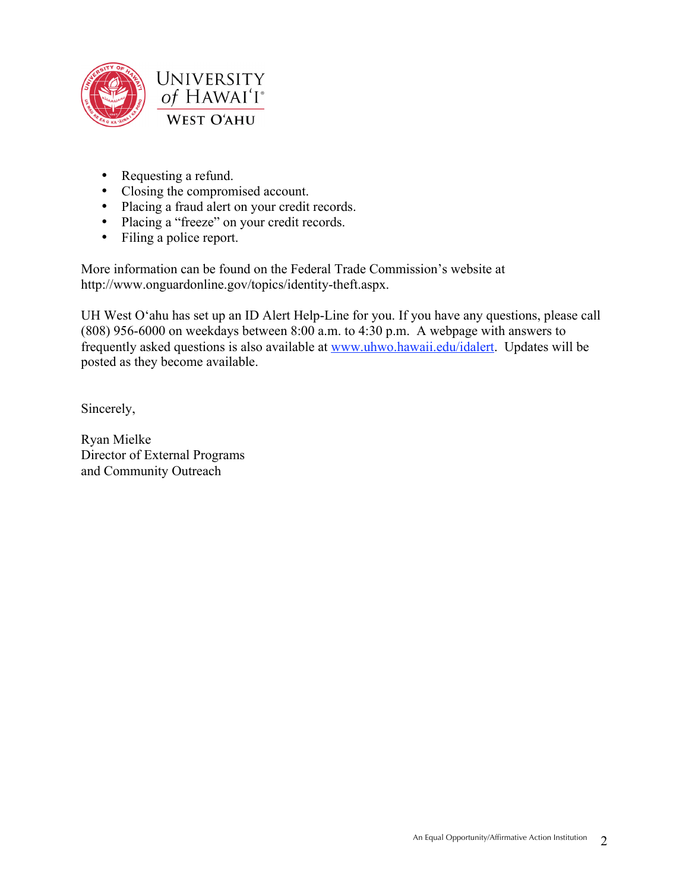- Requesting a refund.
- Closing the compromised account.
- Placing a fraud alert on your credit records.
- Placing a “freeze” on your credit records.
- Filing a police report.

More information can be found on the Federal Trade Commission’s website at http://www.onguardonline.gov/topics/identity-theft.aspx.

UH West O‘ahu has set up an ID Alert Help-Line for you. If you have any questions, please call (808) 956-6000 on weekdays between 8:00 a.m. to 4:30 p.m. A webpage with answers to frequently asked questions is also available at [www.uhwo.hawaii.edu/idalert](www.uhwo.hawaii.edu/idalert). Updates will be posted as they become available.

Sincerely,

Ryan Mielke
Director of External Programs
and Community Outreach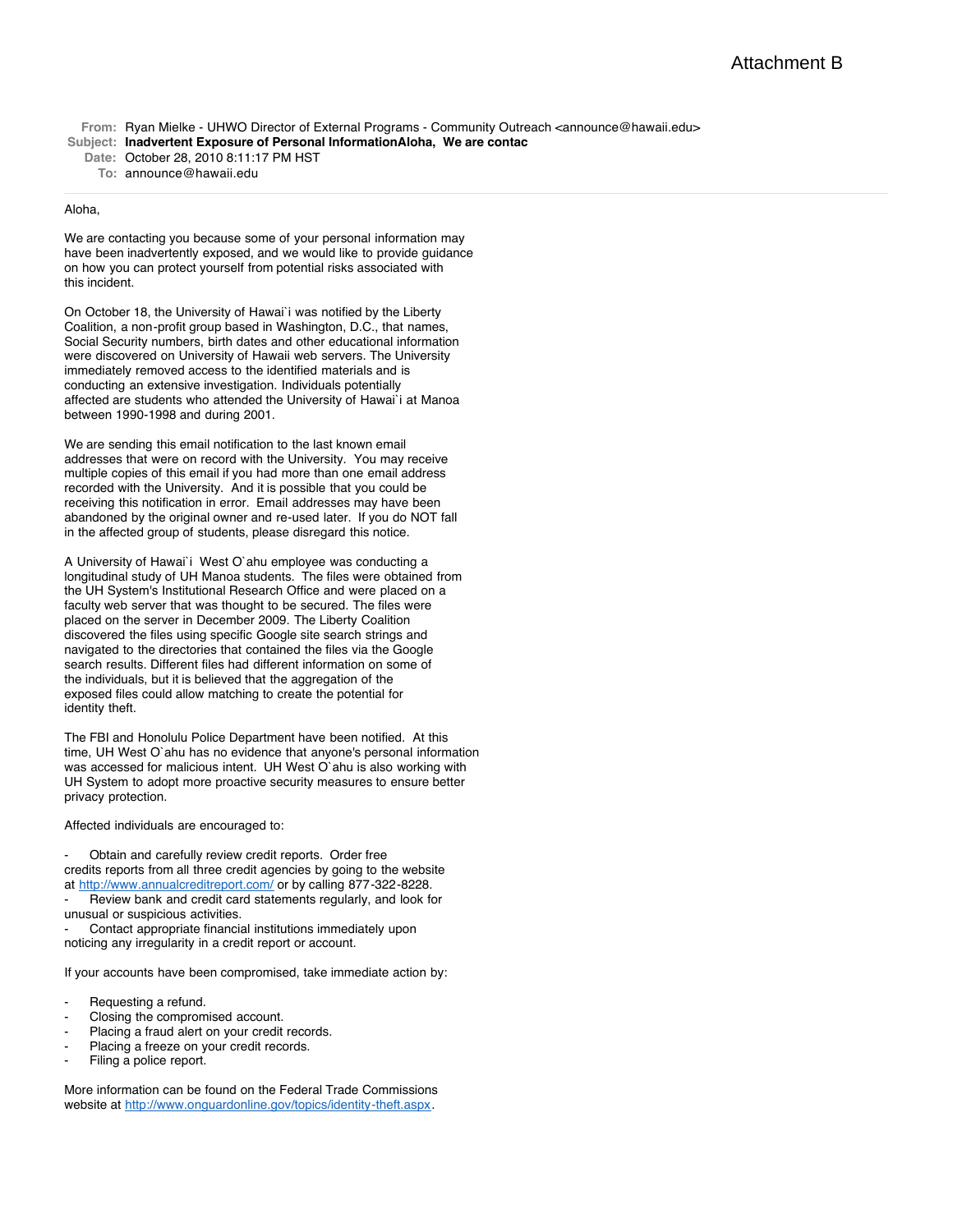Attachment B

**From:** Ryan Mielke - UHWO Director of External Programs - Community Outreach <announce@hawaii.edu>
**Subject:** **Inadvertent Exposure of Personal InformationAloha, We are contac**
**Date:** October 28, 2010 8:11:17 PM HST
**To:** announce@hawaii.edu

---

Aloha,

We are contacting you because some of your personal information may have been inadvertently exposed, and we would like to provide guidance on how you can protect yourself from potential risks associated with this incident.

On October 18, the University of Hawai`i was notified by the Liberty Coalition, a non-profit group based in Washington, D.C., that names, Social Security numbers, birth dates and other educational information were discovered on University of Hawaii web servers. The University immediately removed access to the identified materials and is conducting an extensive investigation. Individuals potentially affected are students who attended the University of Hawai`i at Manoa between 1990-1998 and during 2001.

We are sending this email notification to the last known email addresses that were on record with the University. You may receive multiple copies of this email if you had more than one email address recorded with the University. And it is possible that you could be receiving this notification in error. Email addresses may have been abandoned by the original owner and re-used later. If you do NOT fall in the affected group of students, please disregard this notice.

A University of Hawai`i West O`ahu employee was conducting a longitudinal study of UH Manoa students. The files were obtained from the UH System's Institutional Research Office and were placed on a faculty web server that was thought to be secured. The files were placed on the server in December 2009. The Liberty Coalition discovered the files using specific Google site search strings and navigated to the directories that contained the files via the Google search results. Different files had different information on some of the individuals, but it is believed that the aggregation of the exposed files could allow matching to create the potential for identity theft.

The FBI and Honolulu Police Department have been notified. At this time, UH West O`ahu has no evidence that anyone's personal information was accessed for malicious intent. UH West O`ahu is also working with UH System to adopt more proactive security measures to ensure better privacy protection.

Affected individuals are encouraged to:

- Obtain and carefully review credit reports. Order free credits reports from all three credit agencies by going to the website at http://www.annualcreditreport.com/ or by calling 877-322-8228.
- Review bank and credit card statements regularly, and look for unusual or suspicious activities.
- Contact appropriate financial institutions immediately upon noticing any irregularity in a credit report or account.

If your accounts have been compromised, take immediate action by:

- Requesting a refund.
- Closing the compromised account.
- Placing a fraud alert on your credit records.
- Placing a freeze on your credit records.
- Filing a police report.

More information can be found on the Federal Trade Commissions website at http://www.onguardonline.gov/topics/identity-theft.aspx.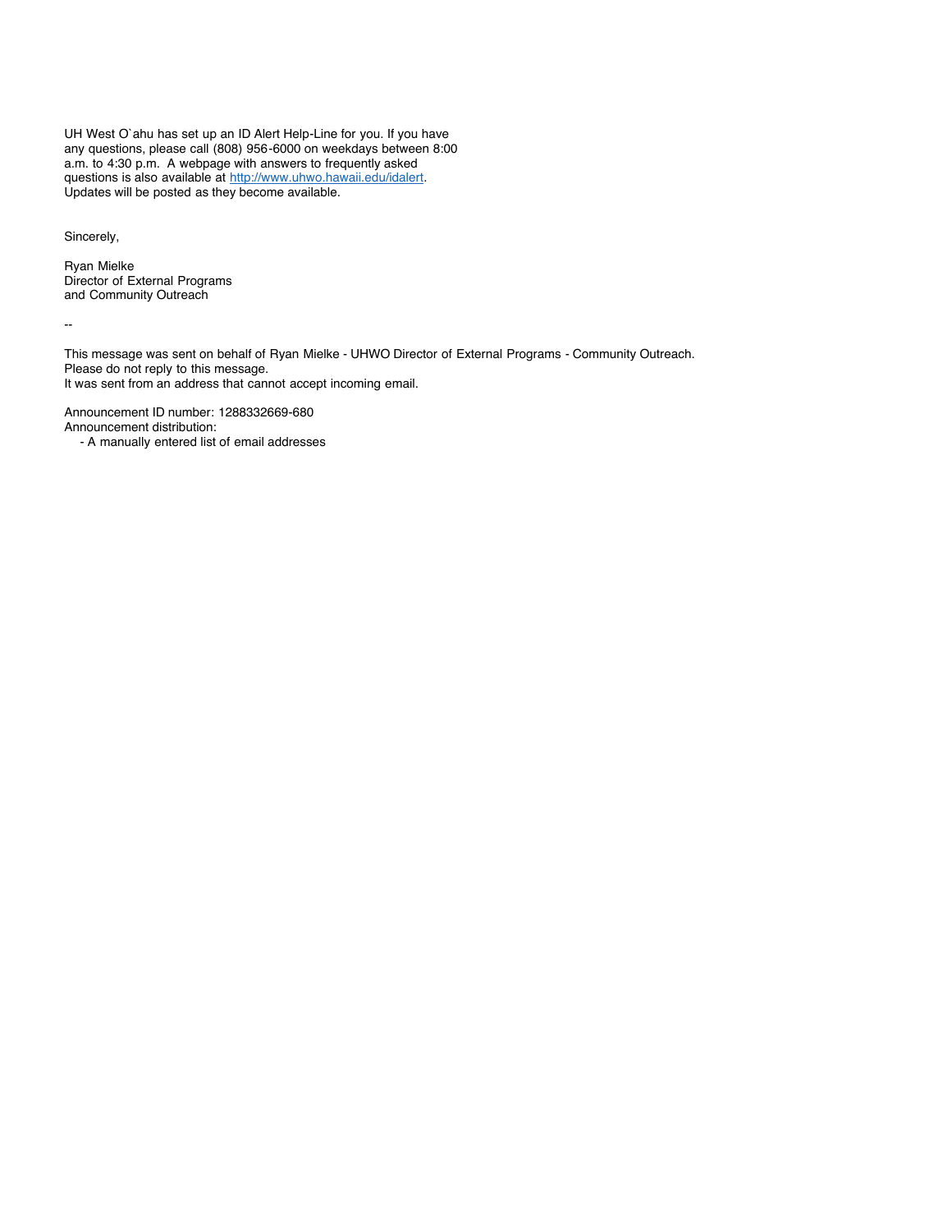UH West O`ahu has set up an ID Alert Help-Line for you. If you have any questions, please call (808) 956-6000 on weekdays between 8:00 a.m. to 4:30 p.m. A webpage with answers to frequently asked questions is also available at [http://www.uhwo.hawaii.edu/idalert](http://www.uhwo.hawaii.edu/idalert). Updates will be posted as they become available.

Sincerely,

Ryan Mielke
Director of External Programs
and Community Outreach

--

This message was sent on behalf of Ryan Mielke - UHWO Director of External Programs - Community Outreach.
Please do not reply to this message.
It was sent from an address that cannot accept incoming email.

Announcement ID number: 1288332669-680
Announcement distribution:
- A manually entered list of email addresses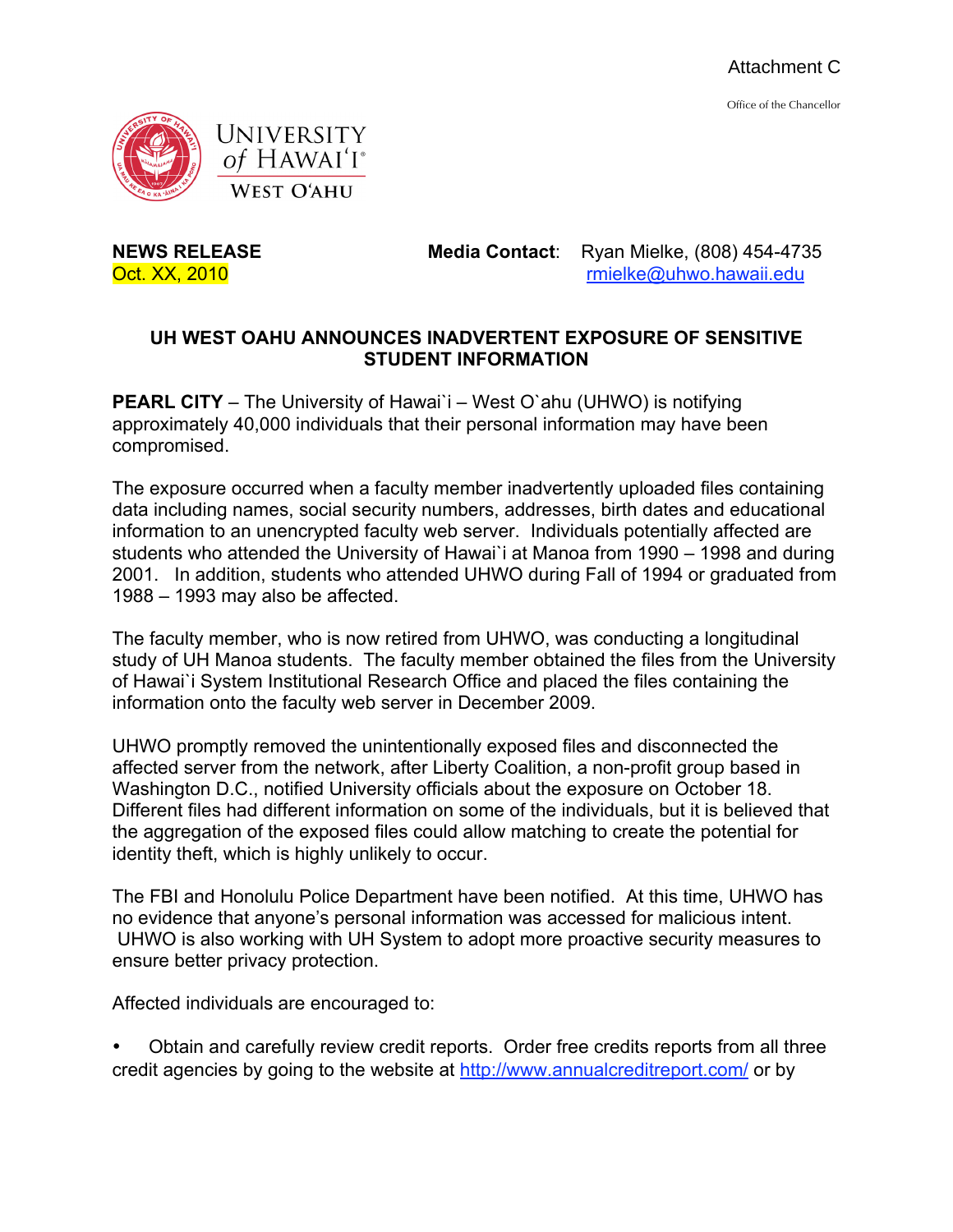Attachment C

Office of the Chancellor

UNIVERSITY of HAWAIʻI
WEST OʻAHU

**NEWS RELEASE**
Oct. XX, 2010

**Media Contact**: Ryan Mielke, (808) 454-4735
rmielke@uhwo.hawaii.edu

## UH WEST OAHU ANNOUNCES INADVERTENT EXPOSURE OF SENSITIVE STUDENT INFORMATION

**PEARL CITY** – The University of Hawai`i – West O`ahu (UHWO) is notifying approximately 40,000 individuals that their personal information may have been compromised.

The exposure occurred when a faculty member inadvertently uploaded files containing data including names, social security numbers, addresses, birth dates and educational information to an unencrypted faculty web server. Individuals potentially affected are students who attended the University of Hawai`i at Manoa from 1990 – 1998 and during 2001. In addition, students who attended UHWO during Fall of 1994 or graduated from 1988 – 1993 may also be affected.

The faculty member, who is now retired from UHWO, was conducting a longitudinal study of UH Manoa students. The faculty member obtained the files from the University of Hawai`i System Institutional Research Office and placed the files containing the information onto the faculty web server in December 2009.

UHWO promptly removed the unintentionally exposed files and disconnected the affected server from the network, after Liberty Coalition, a non-profit group based in Washington D.C., notified University officials about the exposure on October 18. Different files had different information on some of the individuals, but it is believed that the aggregation of the exposed files could allow matching to create the potential for identity theft, which is highly unlikely to occur.

The FBI and Honolulu Police Department have been notified. At this time, UHWO has no evidence that anyone's personal information was accessed for malicious intent. UHWO is also working with UH System to adopt more proactive security measures to ensure better privacy protection.

Affected individuals are encouraged to:

- Obtain and carefully review credit reports. Order free credits reports from all three credit agencies by going to the website at http://www.annualcreditreport.com/ or by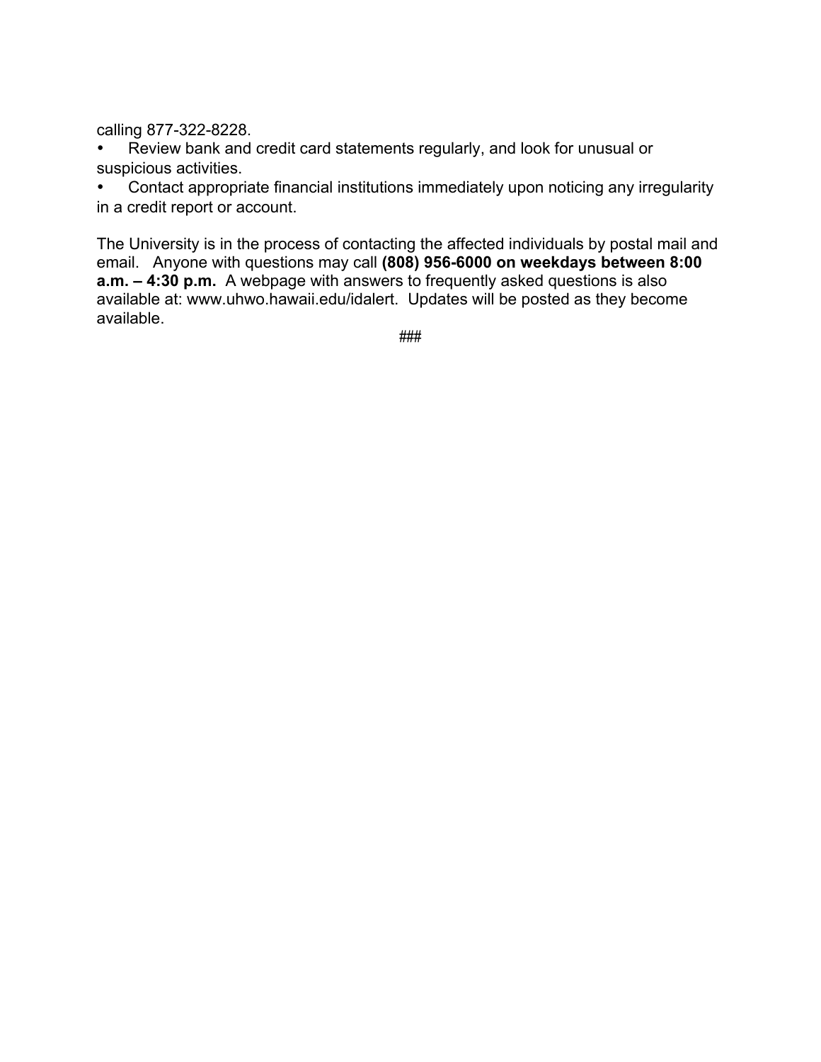calling 877-322-8228.

- Review bank and credit card statements regularly, and look for unusual or suspicious activities.
- Contact appropriate financial institutions immediately upon noticing any irregularity in a credit report or account.

The University is in the process of contacting the affected individuals by postal mail and email. Anyone with questions may call **(808) 956-6000 on weekdays between 8:00 a.m. – 4:30 p.m.** A webpage with answers to frequently asked questions is also available at: www.uhwo.hawaii.edu/idalert. Updates will be posted as they become available.

###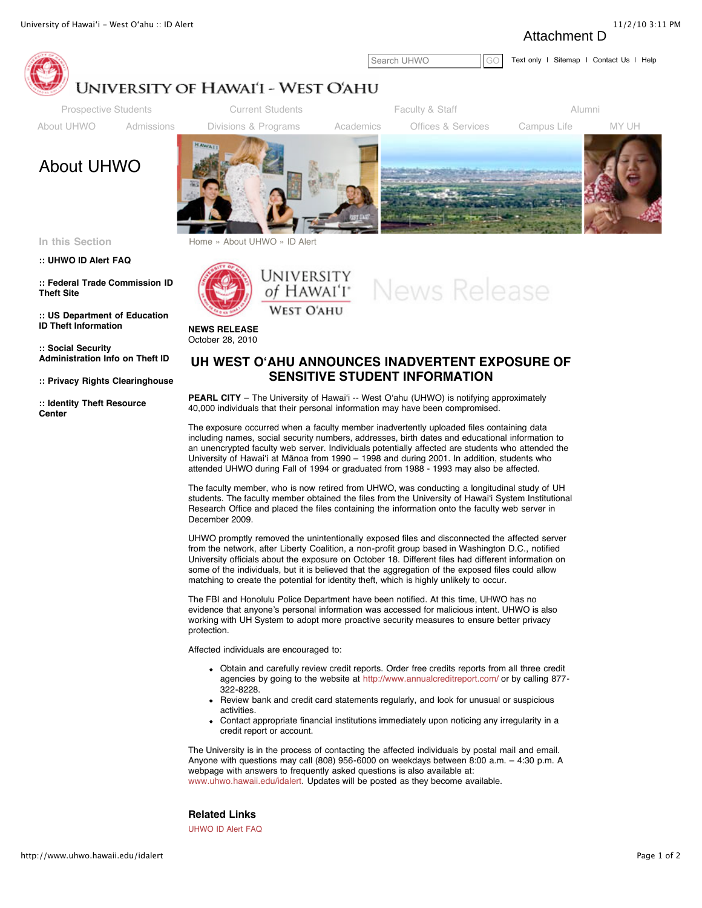Attachment D

# UNIVERSITY OF HAWAI'I - WEST O'AHU

Prospective Students | Current Students | Faculty & Staff | Alumni

About UHWO | Admissions | Divisions & Programs | Academics | Offices & Services | Campus Life | MY UH

## About UHWO

**In this Section**

- **:: UHWO ID Alert FAQ**
- **:: Federal Trade Commission ID Theft Site**
- **:: US Department of Education ID Theft Information**
- **:: Social Security Administration Info on Theft ID**
- **:: Privacy Rights Clearinghouse**
- **:: Identity Theft Resource Center**

Home » About UHWO » ID Alert

UNIVERSITY of HAWAI'I WEST O'AHU News Release

**NEWS RELEASE**
October 28, 2010

## UH WEST O'AHU ANNOUNCES INADVERTENT EXPOSURE OF SENSITIVE STUDENT INFORMATION

**PEARL CITY** – The University of Hawai'i -- West O'ahu (UHWO) is notifying approximately 40,000 individuals that their personal information may have been compromised.

The exposure occurred when a faculty member inadvertently uploaded files containing data including names, social security numbers, addresses, birth dates and educational information to an unencrypted faculty web server. Individuals potentially affected are students who attended the University of Hawai'i at Mānoa from 1990 – 1998 and during 2001. In addition, students who attended UHWO during Fall of 1994 or graduated from 1988 - 1993 may also be affected.

The faculty member, who is now retired from UHWO, was conducting a longitudinal study of UH students. The faculty member obtained the files from the University of Hawai'i System Institutional Research Office and placed the files containing the information onto the faculty web server in December 2009.

UHWO promptly removed the unintentionally exposed files and disconnected the affected server from the network, after Liberty Coalition, a non-profit group based in Washington D.C., notified University officials about the exposure on October 18. Different files had different information on some of the individuals, but it is believed that the aggregation of the exposed files could allow matching to create the potential for identity theft, which is highly unlikely to occur.

The FBI and Honolulu Police Department have been notified. At this time, UHWO has no evidence that anyone's personal information was accessed for malicious intent. UHWO is also working with UH System to adopt more proactive security measures to ensure better privacy protection.

Affected individuals are encouraged to:

- Obtain and carefully review credit reports. Order free credits reports from all three credit agencies by going to the website at http://www.annualcreditreport.com/ or by calling 877-322-8228.
- Review bank and credit card statements regularly, and look for unusual or suspicious activities.
- Contact appropriate financial institutions immediately upon noticing any irregularity in a credit report or account.

The University is in the process of contacting the affected individuals by postal mail and email. Anyone with questions may call (808) 956-6000 on weekdays between 8:00 a.m. – 4:30 p.m. A webpage with answers to frequently asked questions is also available at: www.uhwo.hawaii.edu/idalert. Updates will be posted as they become available.

### Related Links

UHWO ID Alert FAQ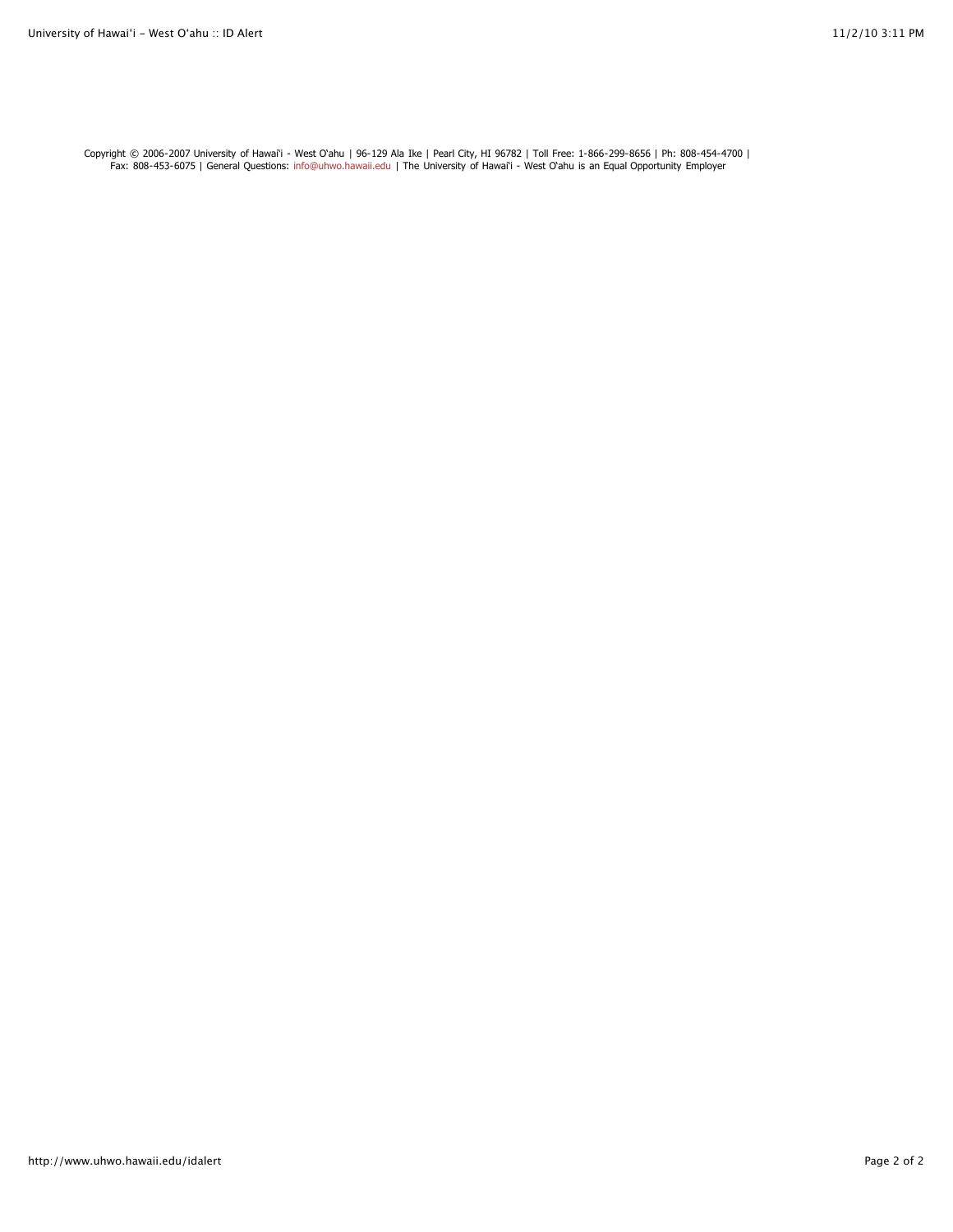Copyright © 2006-2007 University of Hawai'i - West O'ahu | 96-129 Ala Ike | Pearl City, HI 96782 | Toll Free: 1-866-299-8656 | Ph: 808-454-4700 | Fax: 808-453-6075 | General Questions: info@uhwo.hawaii.edu | The University of Hawai'i - West O'ahu is an Equal Opportunity Employer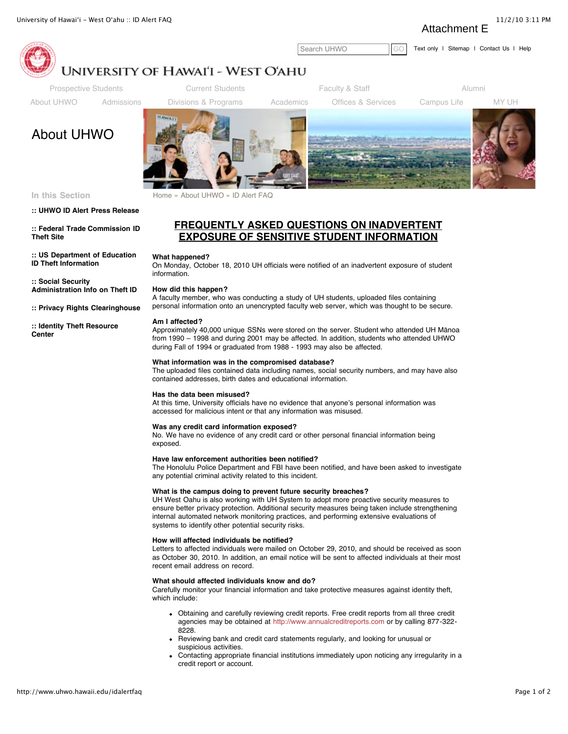Attachment E

# About UHWO

**In this Section**

- **:: UHWO ID Alert Press Release**
- **:: Federal Trade Commission ID Theft Site**
- **:: US Department of Education ID Theft Information**
- **:: Social Security Administration Info on Theft ID**
- **:: Privacy Rights Clearinghouse**
- **:: Identity Theft Resource Center**

Home » About UHWO » ID Alert FAQ

## FREQUENTLY ASKED QUESTIONS ON INADVERTENT EXPOSURE OF SENSITIVE STUDENT INFORMATION

**What happened?**
On Monday, October 18, 2010 UH officials were notified of an inadvertent exposure of student information.

**How did this happen?**
A faculty member, who was conducting a study of UH students, uploaded files containing personal information onto an unencrypted faculty web server, which was thought to be secure.

**Am I affected?**
Approximately 40,000 unique SSNs were stored on the server. Student who attended UH Mānoa from 1990 – 1998 and during 2001 may be affected. In addition, students who attended UHWO during Fall of 1994 or graduated from 1988 - 1993 may also be affected.

**What information was in the compromised database?**
The uploaded files contained data including names, social security numbers, and may have also contained addresses, birth dates and educational information.

**Has the data been misused?**
At this time, University officials have no evidence that anyone's personal information was accessed for malicious intent or that any information was misused.

**Was any credit card information exposed?**
No. We have no evidence of any credit card or other personal financial information being exposed.

**Have law enforcement authorities been notified?**
The Honolulu Police Department and FBI have been notified, and have been asked to investigate any potential criminal activity related to this incident.

**What is the campus doing to prevent future security breaches?**
UH West Oahu is also working with UH System to adopt more proactive security measures to ensure better privacy protection. Additional security measures being taken include strengthening internal automated network monitoring practices, and performing extensive evaluations of systems to identify other potential security risks.

**How will affected individuals be notified?**
Letters to affected individuals were mailed on October 29, 2010, and should be received as soon as October 30, 2010. In addition, an email notice will be sent to affected individuals at their most recent email address on record.

**What should affected individuals know and do?**
Carefully monitor your financial information and take protective measures against identity theft, which include:

- Obtaining and carefully reviewing credit reports. Free credit reports from all three credit agencies may be obtained at http://www.annualcreditreports.com or by calling 877-322-8228.
- Reviewing bank and credit card statements regularly, and looking for unusual or suspicious activities.
- Contacting appropriate financial institutions immediately upon noticing any irregularity in a credit report or account.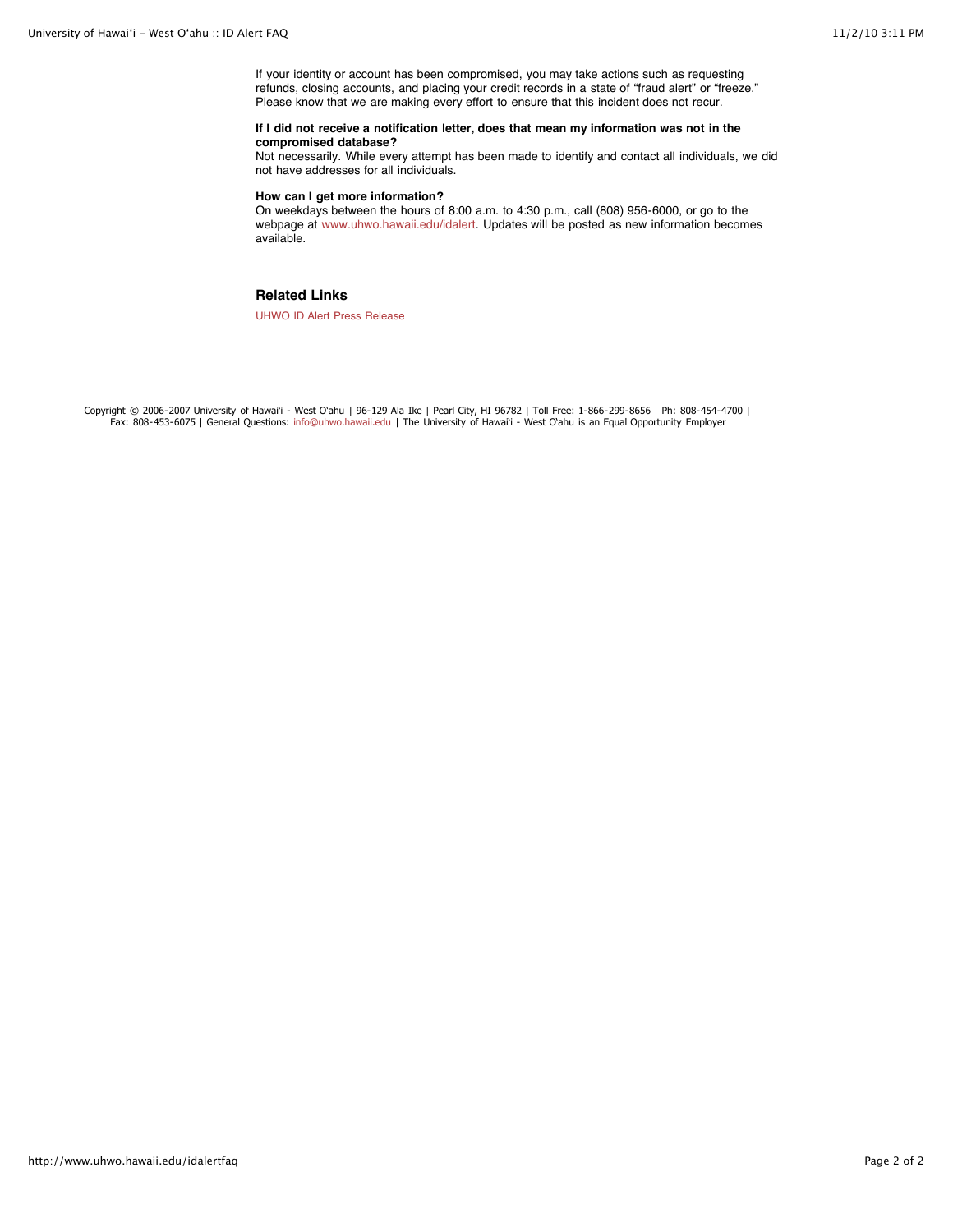If your identity or account has been compromised, you may take actions such as requesting refunds, closing accounts, and placing your credit records in a state of "fraud alert" or "freeze." Please know that we are making every effort to ensure that this incident does not recur.

**If I did not receive a notification letter, does that mean my information was not in the compromised database?**

Not necessarily. While every attempt has been made to identify and contact all individuals, we did not have addresses for all individuals.

**How can I get more information?**

On weekdays between the hours of 8:00 a.m. to 4:30 p.m., call (808) 956-6000, or go to the webpage at www.uhwo.hawaii.edu/idalert. Updates will be posted as new information becomes available.

### Related Links

UHWO ID Alert Press Release

Copyright © 2006-2007 University of Hawai'i - West O'ahu | 96-129 Ala Ike | Pearl City, HI 96782 | Toll Free: 1-866-299-8656 | Ph: 808-454-4700 | Fax: 808-453-6075 | General Questions: info@uhwo.hawaii.edu | The University of Hawai'i - West O'ahu is an Equal Opportunity Employer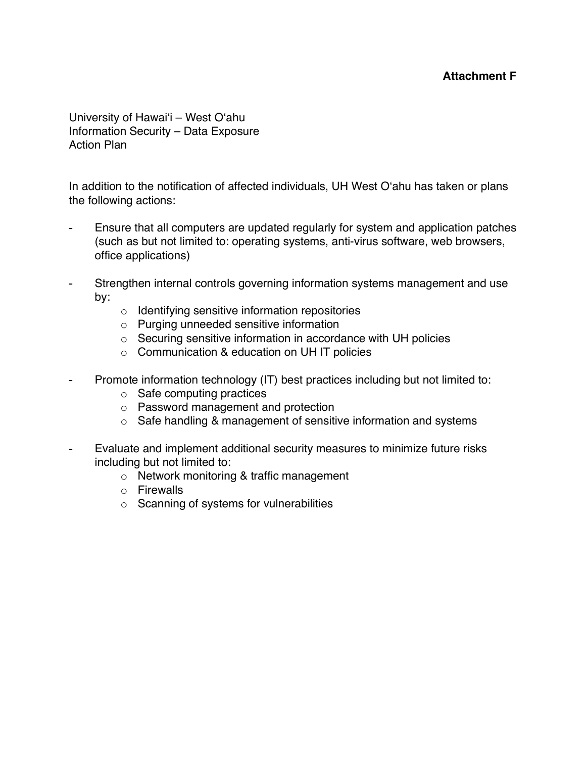**Attachment F**

University of Hawaiʻi – West Oʻahu
Information Security – Data Exposure
Action Plan

In addition to the notification of affected individuals, UH West Oʻahu has taken or plans the following actions:

- Ensure that all computers are updated regularly for system and application patches (such as but not limited to: operating systems, anti-virus software, web browsers, office applications)

- Strengthen internal controls governing information systems management and use by:
  - Identifying sensitive information repositories
  - Purging unneeded sensitive information
  - Securing sensitive information in accordance with UH policies
  - Communication & education on UH IT policies

- Promote information technology (IT) best practices including but not limited to:
  - Safe computing practices
  - Password management and protection
  - Safe handling & management of sensitive information and systems

- Evaluate and implement additional security measures to minimize future risks including but not limited to:
  - Network monitoring & traffic management
  - Firewalls
  - Scanning of systems for vulnerabilities